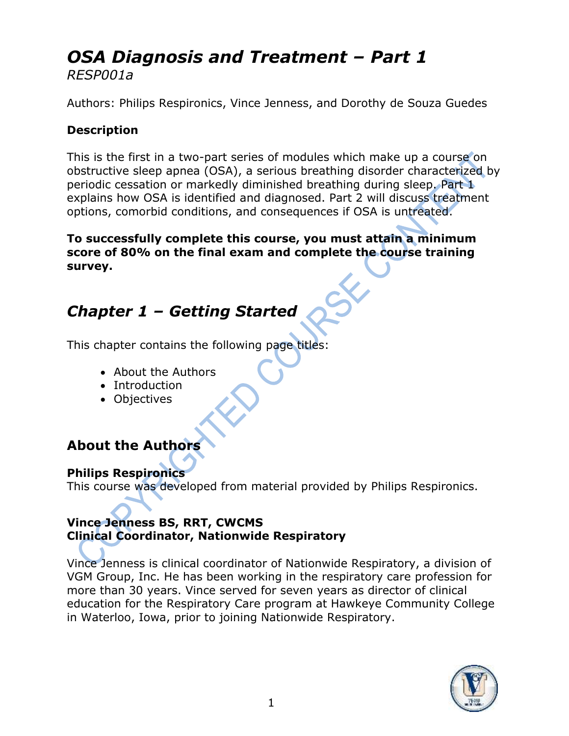# *OSA Diagnosis and Treatment – Part 1*

*RESP001a*

Authors: Philips Respironics, Vince Jenness, and Dorothy de Souza Guedes

### Description

This is the first in a two-part series of modules which make up a course on obstructive sleep apnea (OSA), a serious breathing disorder characterized by periodic cessation or markedly diminished breathing during sleep. Part 1 explains how OSA is identified and diagnosed. Part 2 will discuss treatment options, comorbid conditions, and consequences if OSA is untreated.

**To successfully complete this course, you must attain a minimum score of 80% on the final exam and complete the course training survey.**

## *Chapter 1 – Getting Started*

This chapter contains the following page titles:

- About the Authors
- Introduction
- Objectives

### About the Authors

**Philips Respironics**
This course was developed from material provided by Philips Respironics.

**Vince Jenness BS, RRT, CWCMS**
**Clinical Coordinator, Nationwide Respiratory**

Vince Jenness is clinical coordinator of Nationwide Respiratory, a division of VGM Group, Inc. He has been working in the respiratory care profession for more than 30 years. Vince served for seven years as director of clinical education for the Respiratory Care program at Hawkeye Community College in Waterloo, Iowa, prior to joining Nationwide Respiratory.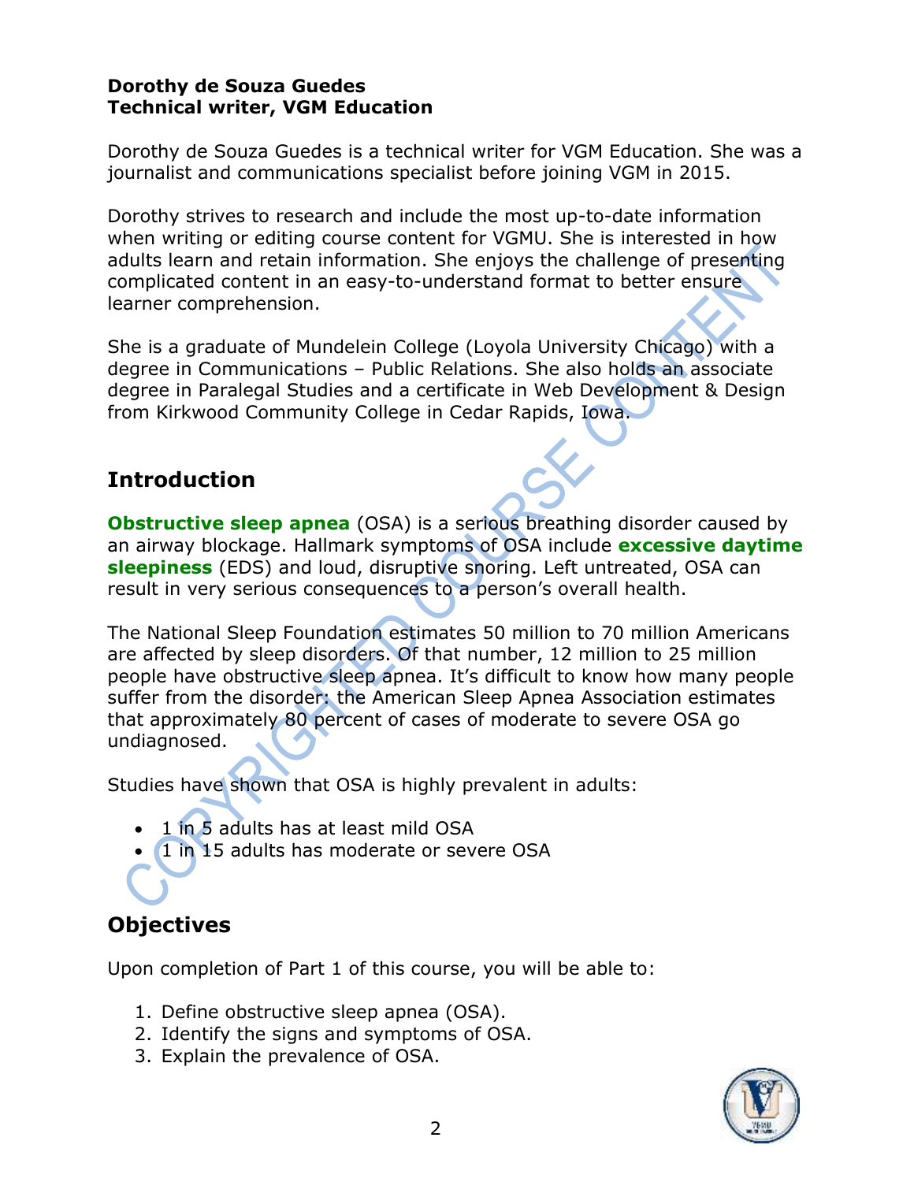**Dorothy de Souza Guedes**
**Technical writer, VGM Education**

Dorothy de Souza Guedes is a technical writer for VGM Education. She was a journalist and communications specialist before joining VGM in 2015.

Dorothy strives to research and include the most up-to-date information when writing or editing course content for VGMU. She is interested in how adults learn and retain information. She enjoys the challenge of presenting complicated content in an easy-to-understand format to better ensure learner comprehension.

She is a graduate of Mundelein College (Loyola University Chicago) with a degree in Communications – Public Relations. She also holds an associate degree in Paralegal Studies and a certificate in Web Development & Design from Kirkwood Community College in Cedar Rapids, Iowa.

## Introduction

**Obstructive sleep apnea** (OSA) is a serious breathing disorder caused by an airway blockage. Hallmark symptoms of OSA include **excessive daytime sleepiness** (EDS) and loud, disruptive snoring. Left untreated, OSA can result in very serious consequences to a person's overall health.

The National Sleep Foundation estimates 50 million to 70 million Americans are affected by sleep disorders. Of that number, 12 million to 25 million people have obstructive sleep apnea. It's difficult to know how many people suffer from the disorder: the American Sleep Apnea Association estimates that approximately 80 percent of cases of moderate to severe OSA go undiagnosed.

Studies have shown that OSA is highly prevalent in adults:

- 1 in 5 adults has at least mild OSA
- 1 in 15 adults has moderate or severe OSA

## Objectives

Upon completion of Part 1 of this course, you will be able to:

1. Define obstructive sleep apnea (OSA).
2. Identify the signs and symptoms of OSA.
3. Explain the prevalence of OSA.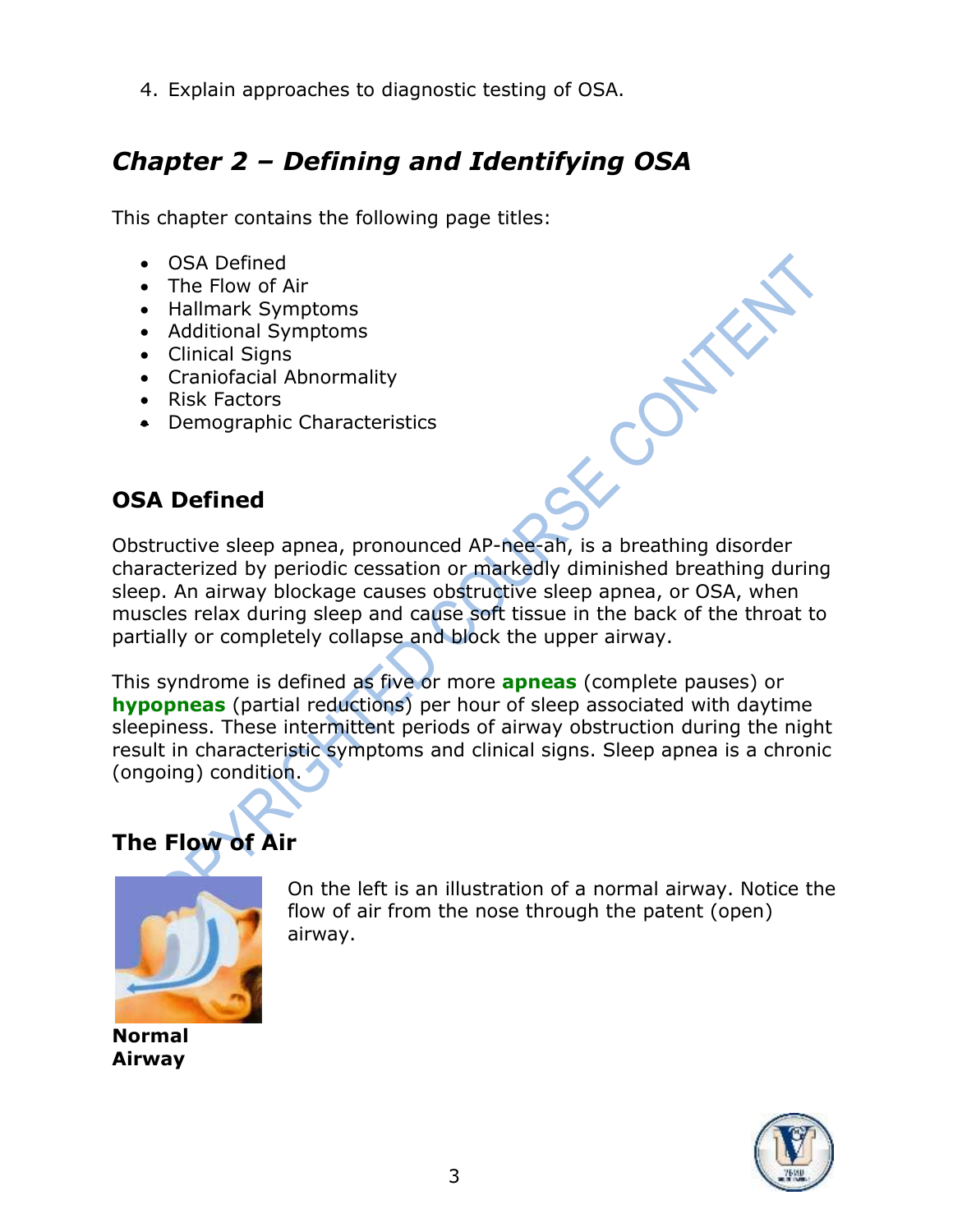4. Explain approaches to diagnostic testing of OSA.

# *Chapter 2 – Defining and Identifying OSA*

This chapter contains the following page titles:

- OSA Defined
- The Flow of Air
- Hallmark Symptoms
- Additional Symptoms
- Clinical Signs
- Craniofacial Abnormality
- Risk Factors
- Demographic Characteristics

## OSA Defined

Obstructive sleep apnea, pronounced AP-nee-ah, is a breathing disorder characterized by periodic cessation or markedly diminished breathing during sleep. An airway blockage causes obstructive sleep apnea, or OSA, when muscles relax during sleep and cause soft tissue in the back of the throat to partially or completely collapse and block the upper airway.

This syndrome is defined as five or more **apneas** (complete pauses) or **hypopneas** (partial reductions) per hour of sleep associated with daytime sleepiness. These intermittent periods of airway obstruction during the night result in characteristic symptoms and clinical signs. Sleep apnea is a chronic (ongoing) condition.

## The Flow of Air

On the left is an illustration of a normal airway. Notice the flow of air from the nose through the patent (open) airway.

**Normal Airway**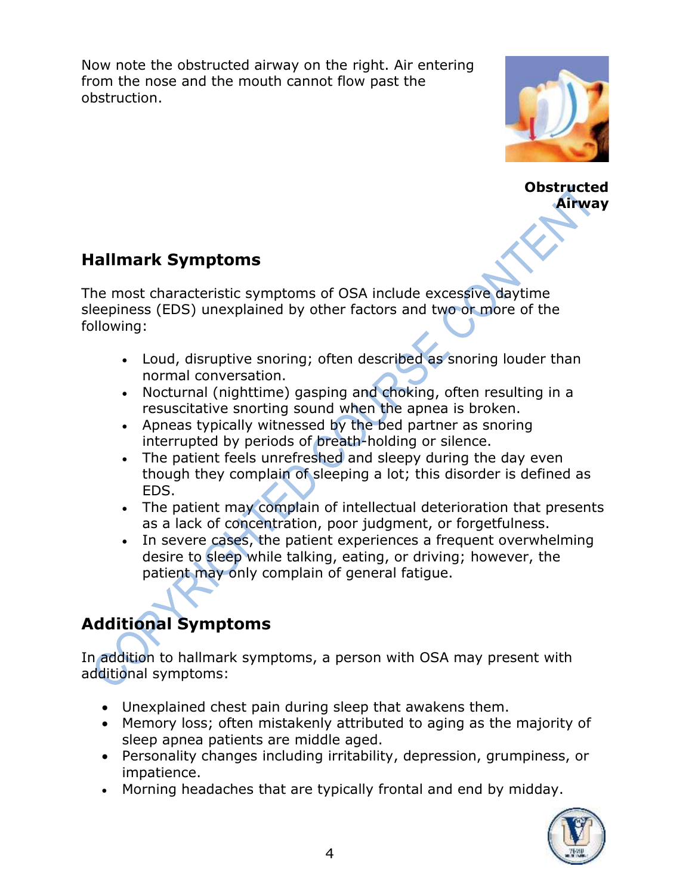Now note the obstructed airway on the right. Air entering from the nose and the mouth cannot flow past the obstruction.

**Obstructed Airway**

## Hallmark Symptoms

The most characteristic symptoms of OSA include excessive daytime sleepiness (EDS) unexplained by other factors and two or more of the following:

- Loud, disruptive snoring; often described as snoring louder than normal conversation.
- Nocturnal (nighttime) gasping and choking, often resulting in a resuscitative snorting sound when the apnea is broken.
- Apneas typically witnessed by the bed partner as snoring interrupted by periods of breath-holding or silence.
- The patient feels unrefreshed and sleepy during the day even though they complain of sleeping a lot; this disorder is defined as EDS.
- The patient may complain of intellectual deterioration that presents as a lack of concentration, poor judgment, or forgetfulness.
- In severe cases, the patient experiences a frequent overwhelming desire to sleep while talking, eating, or driving; however, the patient may only complain of general fatigue.

## Additional Symptoms

In addition to hallmark symptoms, a person with OSA may present with additional symptoms:

- Unexplained chest pain during sleep that awakens them.
- Memory loss; often mistakenly attributed to aging as the majority of sleep apnea patients are middle aged.
- Personality changes including irritability, depression, grumpiness, or impatience.
- Morning headaches that are typically frontal and end by midday.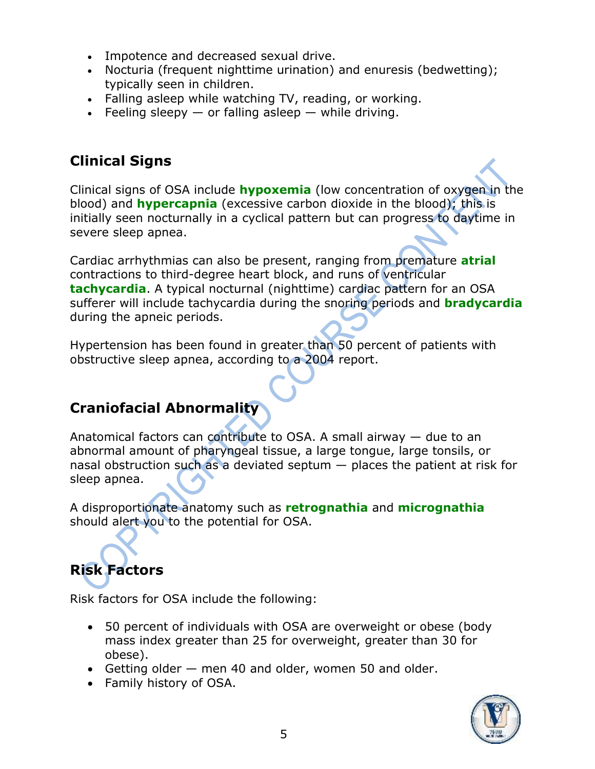- Impotence and decreased sexual drive.
- Nocturia (frequent nighttime urination) and enuresis (bedwetting); typically seen in children.
- Falling asleep while watching TV, reading, or working.
- Feeling sleepy — or falling asleep — while driving.

## Clinical Signs

Clinical signs of OSA include **hypoxemia** (low concentration of oxygen in the blood) and **hypercapnia** (excessive carbon dioxide in the blood); this is initially seen nocturnally in a cyclical pattern but can progress to daytime in severe sleep apnea.

Cardiac arrhythmias can also be present, ranging from premature **atrial** contractions to third-degree heart block, and runs of ventricular **tachycardia**. A typical nocturnal (nighttime) cardiac pattern for an OSA sufferer will include tachycardia during the snoring periods and **bradycardia** during the apneic periods.

Hypertension has been found in greater than 50 percent of patients with obstructive sleep apnea, according to a 2004 report.

## Craniofacial Abnormality

Anatomical factors can contribute to OSA. A small airway — due to an abnormal amount of pharyngeal tissue, a large tongue, large tonsils, or nasal obstruction such as a deviated septum — places the patient at risk for sleep apnea.

A disproportionate anatomy such as **retrognathia** and **micrognathia** should alert you to the potential for OSA.

## Risk Factors

Risk factors for OSA include the following:

- 50 percent of individuals with OSA are overweight or obese (body mass index greater than 25 for overweight, greater than 30 for obese).
- Getting older — men 40 and older, women 50 and older.
- Family history of OSA.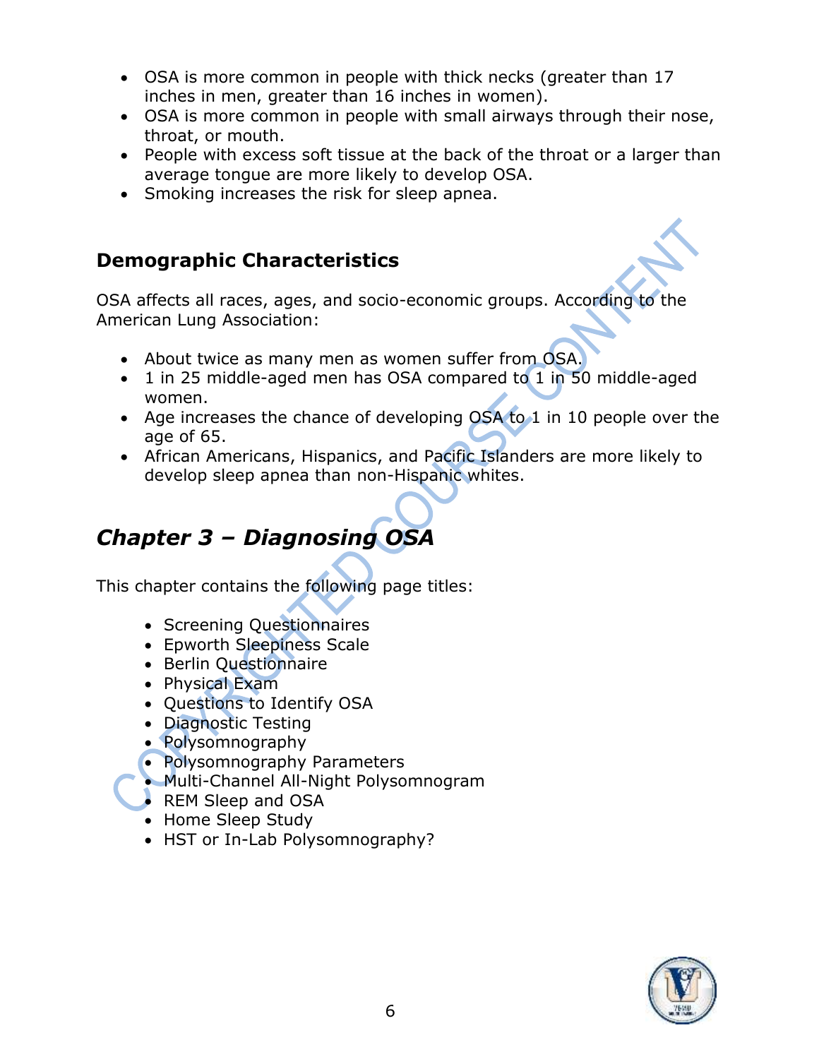- OSA is more common in people with thick necks (greater than 17 inches in men, greater than 16 inches in women).
- OSA is more common in people with small airways through their nose, throat, or mouth.
- People with excess soft tissue at the back of the throat or a larger than average tongue are more likely to develop OSA.
- Smoking increases the risk for sleep apnea.

### Demographic Characteristics

OSA affects all races, ages, and socio-economic groups. According to the American Lung Association:

- About twice as many men as women suffer from OSA.
- 1 in 25 middle-aged men has OSA compared to 1 in 50 middle-aged women.
- Age increases the chance of developing OSA to 1 in 10 people over the age of 65.
- African Americans, Hispanics, and Pacific Islanders are more likely to develop sleep apnea than non-Hispanic whites.

## *Chapter 3 – Diagnosing OSA*

This chapter contains the following page titles:

- Screening Questionnaires
- Epworth Sleepiness Scale
- Berlin Questionnaire
- Physical Exam
- Questions to Identify OSA
- Diagnostic Testing
- Polysomnography
- Polysomnography Parameters
- Multi-Channel All-Night Polysomnogram
- REM Sleep and OSA
- Home Sleep Study
- HST or In-Lab Polysomnography?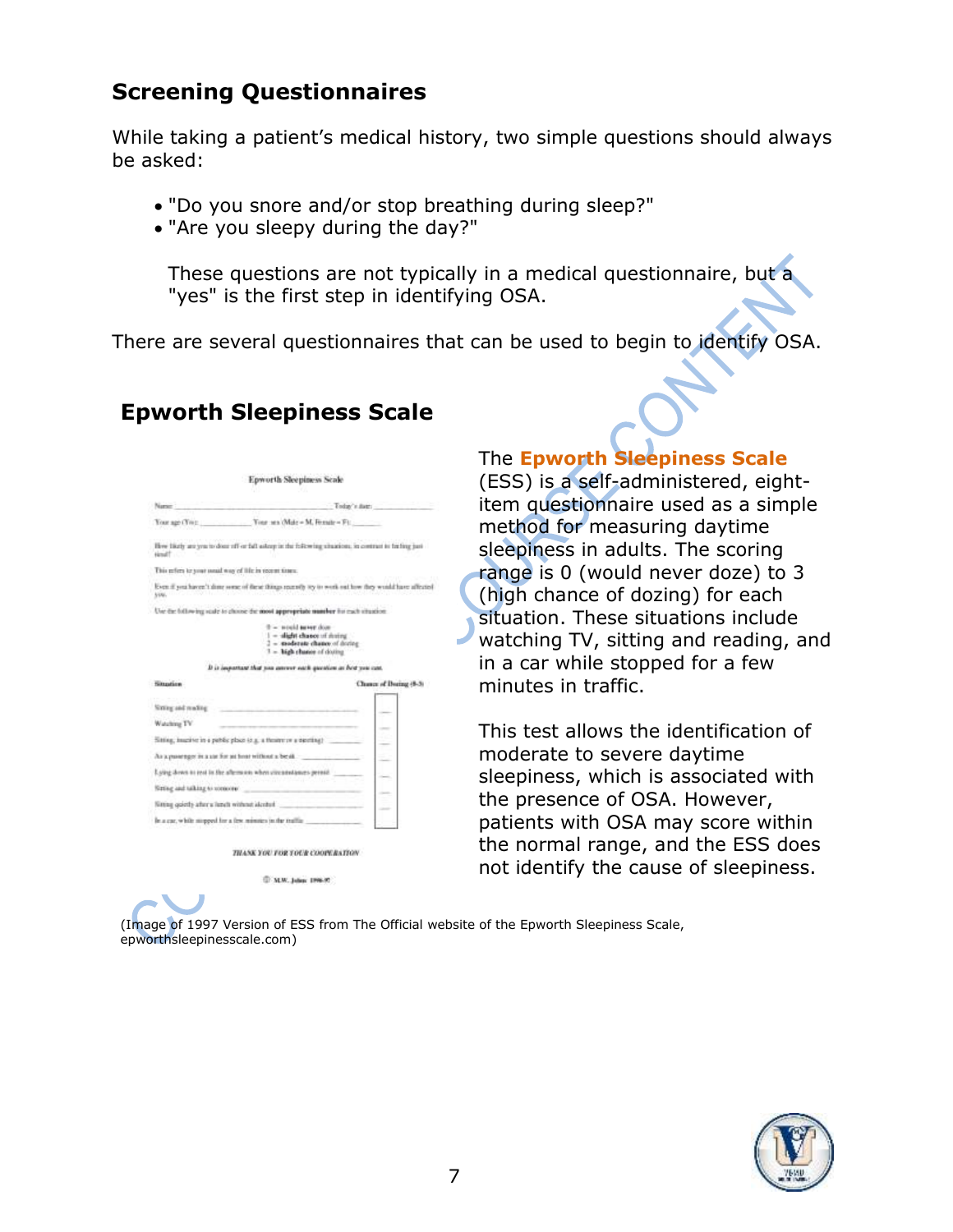## Screening Questionnaires

While taking a patient's medical history, two simple questions should always be asked:

- "Do you snore and/or stop breathing during sleep?"
- "Are you sleepy during the day?"

These questions are not typically in a medical questionnaire, but a "yes" is the first step in identifying OSA.

There are several questionnaires that can be used to begin to identify OSA.

## Epworth Sleepiness Scale

The **Epworth Sleepiness Scale** (ESS) is a self-administered, eight-item questionnaire used as a simple method for measuring daytime sleepiness in adults. The scoring range is 0 (would never doze) to 3 (high chance of dozing) for each situation. These situations include watching TV, sitting and reading, and in a car while stopped for a few minutes in traffic.

This test allows the identification of moderate to severe daytime sleepiness, which is associated with the presence of OSA. However, patients with OSA may score within the normal range, and the ESS does not identify the cause of sleepiness.

(Image of 1997 Version of ESS from The Official website of the Epworth Sleepiness Scale, epworthsleepinessscale.com)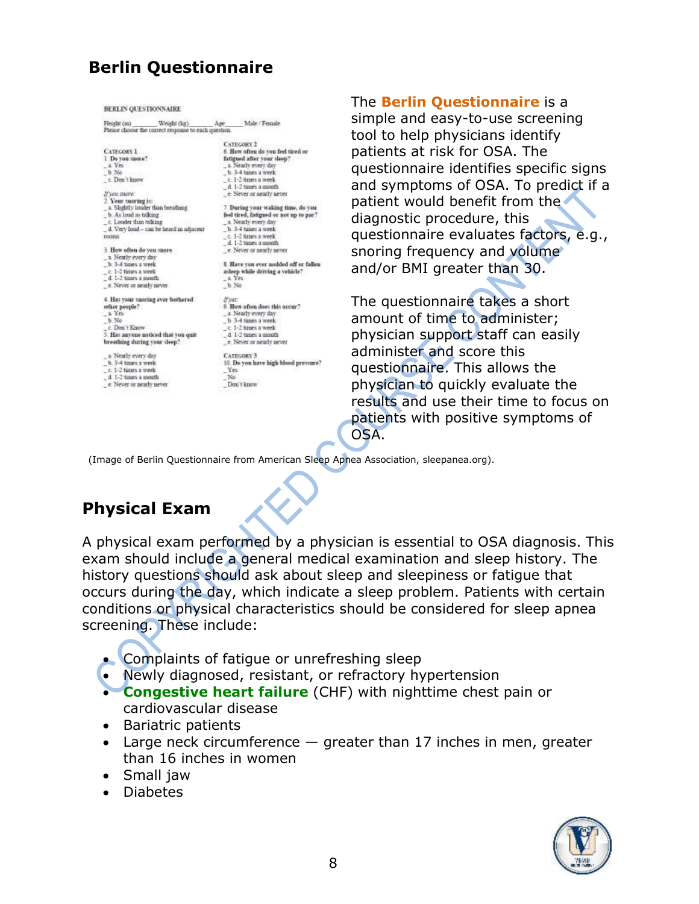## Berlin Questionnaire

The **Berlin Questionnaire** is a simple and easy-to-use screening tool to help physicians identify patients at risk for OSA. The questionnaire identifies specific signs and symptoms of OSA. To predict if a patient would benefit from the diagnostic procedure, this questionnaire evaluates factors, e.g., snoring frequency and volume and/or BMI greater than 30.

The questionnaire takes a short amount of time to administer; physician support staff can easily administer and score this questionnaire. This allows the physician to quickly evaluate the results and use their time to focus on patients with positive symptoms of OSA.

(Image of Berlin Questionnaire from American Sleep Apnea Association, sleepanea.org).

## Physical Exam

A physical exam performed by a physician is essential to OSA diagnosis. This exam should include a general medical examination and sleep history. The history questions should ask about sleep and sleepiness or fatigue that occurs during the day, which indicate a sleep problem. Patients with certain conditions or physical characteristics should be considered for sleep apnea screening. These include:

- Complaints of fatigue or unrefreshing sleep
- Newly diagnosed, resistant, or refractory hypertension
- **Congestive heart failure** (CHF) with nighttime chest pain or cardiovascular disease
- Bariatric patients
- Large neck circumference — greater than 17 inches in men, greater than 16 inches in women
- Small jaw
- Diabetes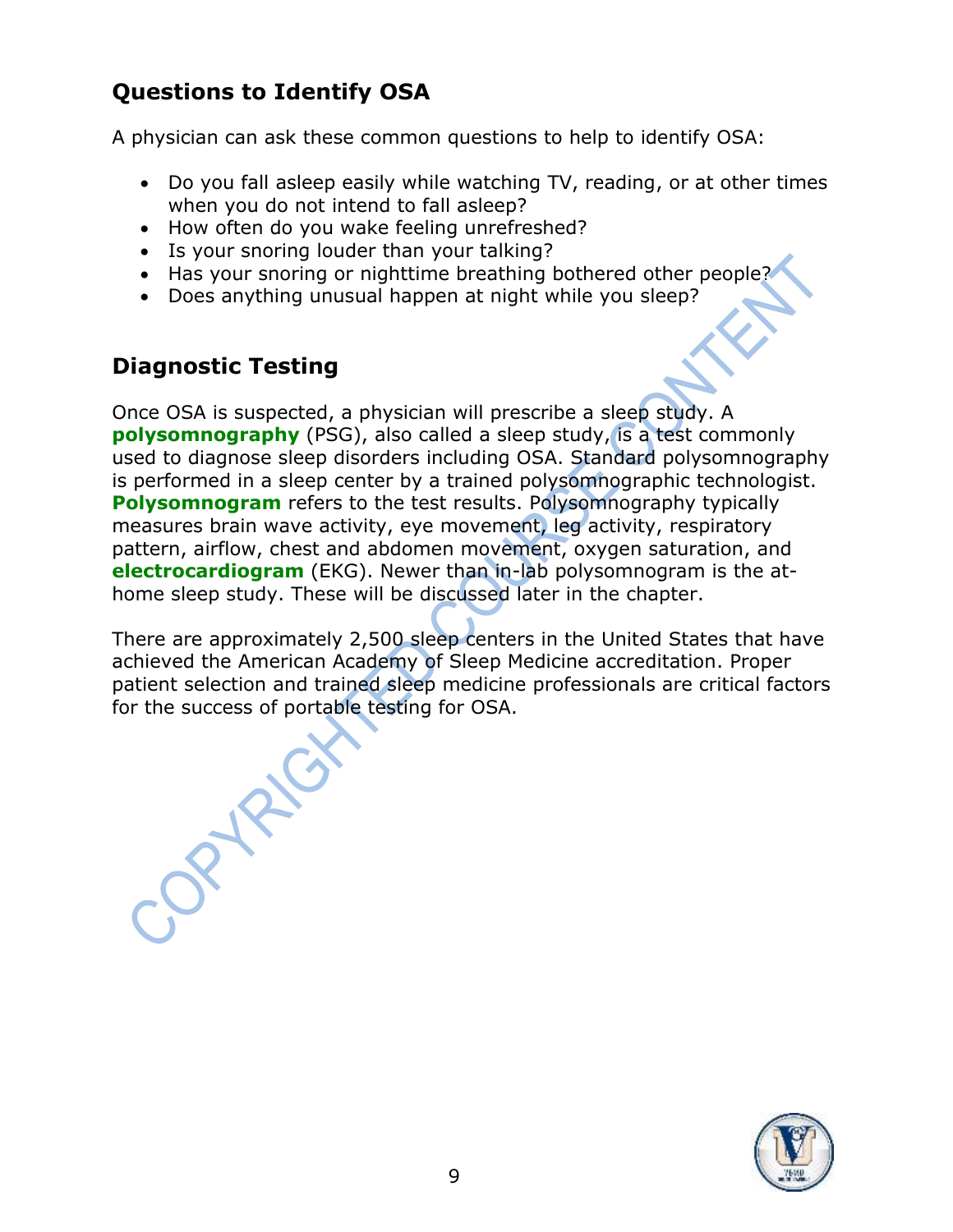## Questions to Identify OSA

A physician can ask these common questions to help to identify OSA:

- Do you fall asleep easily while watching TV, reading, or at other times when you do not intend to fall asleep?
- How often do you wake feeling unrefreshed?
- Is your snoring louder than your talking?
- Has your snoring or nighttime breathing bothered other people?
- Does anything unusual happen at night while you sleep?

## Diagnostic Testing

Once OSA is suspected, a physician will prescribe a sleep study. A **polysomnography** (PSG), also called a sleep study, is a test commonly used to diagnose sleep disorders including OSA. Standard polysomnography is performed in a sleep center by a trained polysomnographic technologist. **Polysomnogram** refers to the test results. Polysomnography typically measures brain wave activity, eye movement, leg activity, respiratory pattern, airflow, chest and abdomen movement, oxygen saturation, and **electrocardiogram** (EKG). Newer than in-lab polysomnogram is the at-home sleep study. These will be discussed later in the chapter.

There are approximately 2,500 sleep centers in the United States that have achieved the American Academy of Sleep Medicine accreditation. Proper patient selection and trained sleep medicine professionals are critical factors for the success of portable testing for OSA.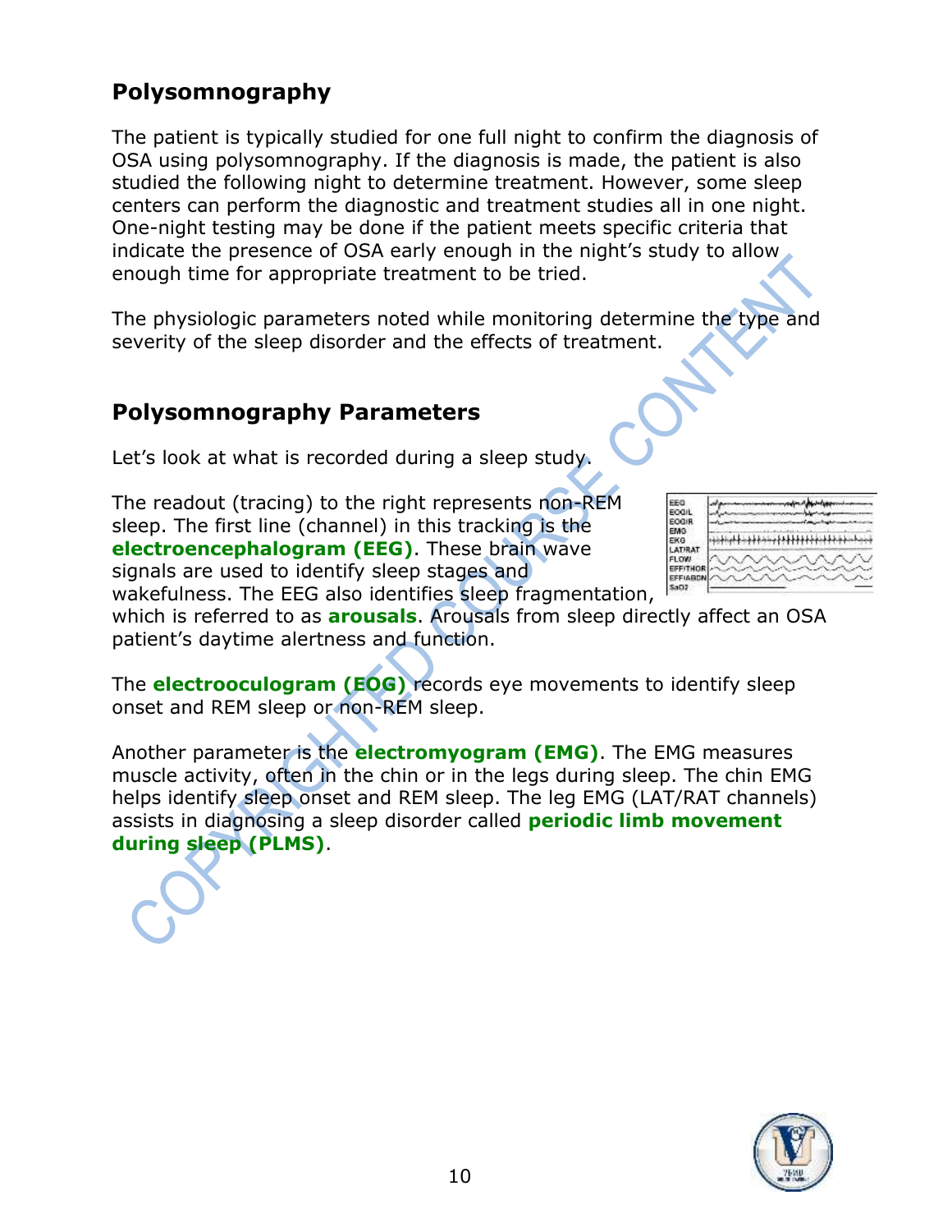## Polysomnography

The patient is typically studied for one full night to confirm the diagnosis of OSA using polysomnography. If the diagnosis is made, the patient is also studied the following night to determine treatment. However, some sleep centers can perform the diagnostic and treatment studies all in one night. One-night testing may be done if the patient meets specific criteria that indicate the presence of OSA early enough in the night's study to allow enough time for appropriate treatment to be tried.

The physiologic parameters noted while monitoring determine the type and severity of the sleep disorder and the effects of treatment.

## Polysomnography Parameters

Let's look at what is recorded during a sleep study.

The readout (tracing) to the right represents non-REM sleep. The first line (channel) in this tracking is the **electroencephalogram (EEG)**. These brain wave signals are used to identify sleep stages and wakefulness. The EEG also identifies sleep fragmentation, which is referred to as **arousals**. Arousals from sleep directly affect an OSA patient's daytime alertness and function.

The **electrooculogram (EOG)** records eye movements to identify sleep onset and REM sleep or non-REM sleep.

Another parameter is the **electromyogram (EMG)**. The EMG measures muscle activity, often in the chin or in the legs during sleep. The chin EMG helps identify sleep onset and REM sleep. The leg EMG (LAT/RAT channels) assists in diagnosing a sleep disorder called **periodic limb movement during sleep (PLMS)**.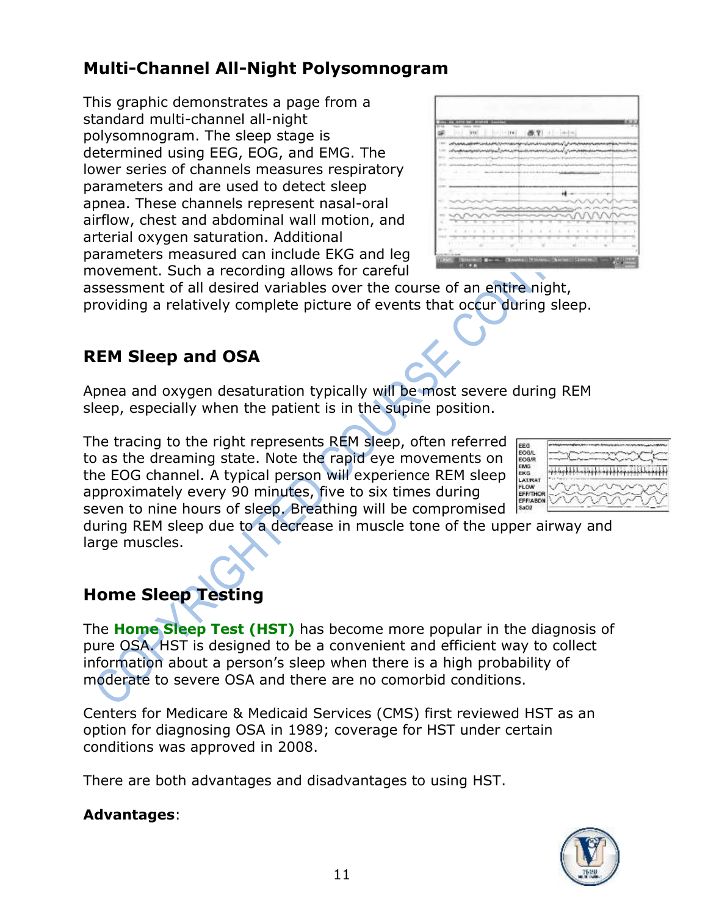## Multi-Channel All-Night Polysomnogram

This graphic demonstrates a page from a standard multi-channel all-night polysomnogram. The sleep stage is determined using EEG, EOG, and EMG. The lower series of channels measures respiratory parameters and are used to detect sleep apnea. These channels represent nasal-oral airflow, chest and abdominal wall motion, and arterial oxygen saturation. Additional parameters measured can include EKG and leg movement. Such a recording allows for careful assessment of all desired variables over the course of an entire night, providing a relatively complete picture of events that occur during sleep.

## REM Sleep and OSA

Apnea and oxygen desaturation typically will be most severe during REM sleep, especially when the patient is in the supine position.

The tracing to the right represents REM sleep, often referred to as the dreaming state. Note the rapid eye movements on the EOG channel. A typical person will experience REM sleep approximately every 90 minutes, five to six times during seven to nine hours of sleep. Breathing will be compromised during REM sleep due to a decrease in muscle tone of the upper airway and large muscles.

## Home Sleep Testing

The **Home Sleep Test (HST)** has become more popular in the diagnosis of pure OSA. HST is designed to be a convenient and efficient way to collect information about a person's sleep when there is a high probability of moderate to severe OSA and there are no comorbid conditions.

Centers for Medicare & Medicaid Services (CMS) first reviewed HST as an option for diagnosing OSA in 1989; coverage for HST under certain conditions was approved in 2008.

There are both advantages and disadvantages to using HST.

**Advantages**: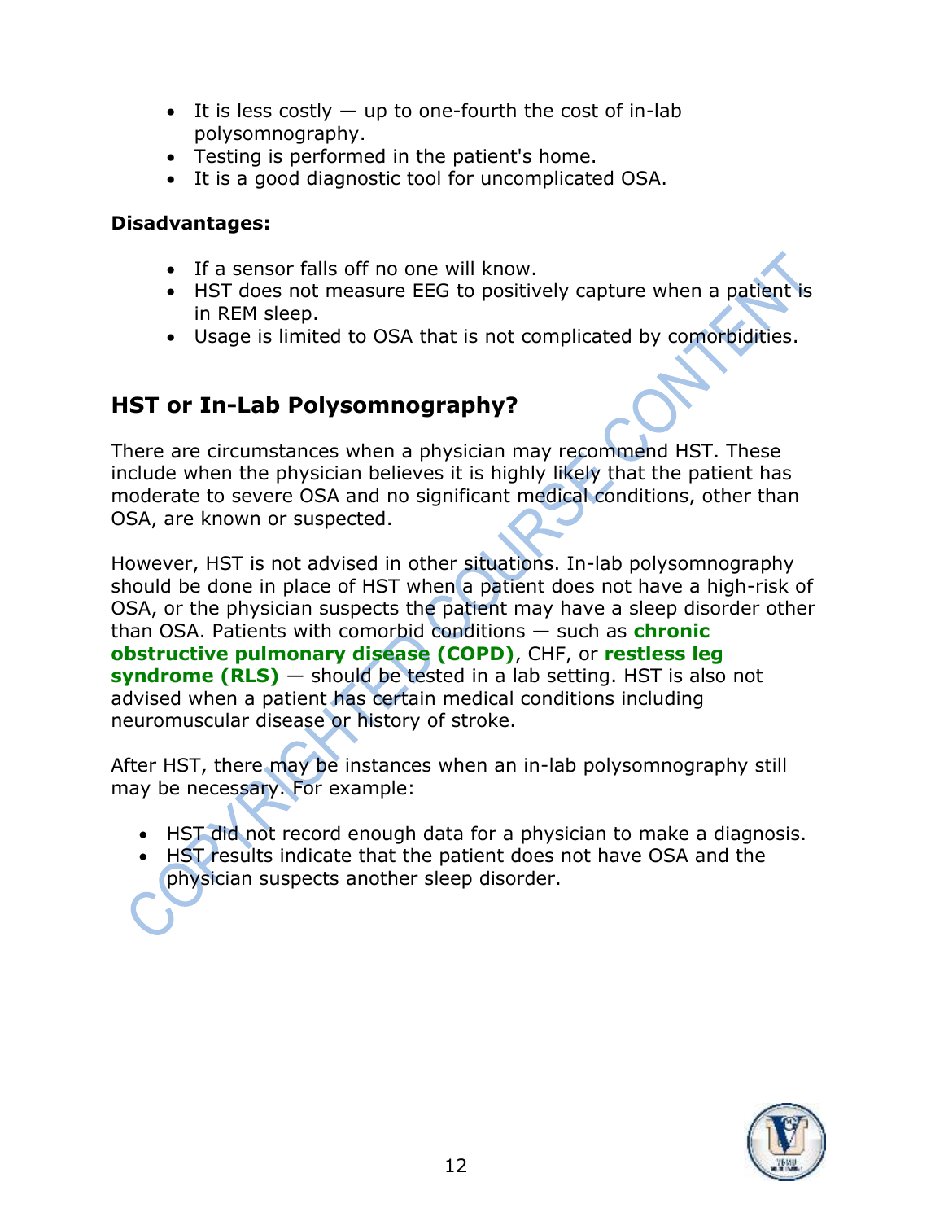- It is less costly — up to one-fourth the cost of in-lab polysomnography.
- Testing is performed in the patient's home.
- It is a good diagnostic tool for uncomplicated OSA.

**Disadvantages:**

- If a sensor falls off no one will know.
- HST does not measure EEG to positively capture when a patient is in REM sleep.
- Usage is limited to OSA that is not complicated by comorbidities.

## HST or In-Lab Polysomnography?

There are circumstances when a physician may recommend HST. These include when the physician believes it is highly likely that the patient has moderate to severe OSA and no significant medical conditions, other than OSA, are known or suspected.

However, HST is not advised in other situations. In-lab polysomnography should be done in place of HST when a patient does not have a high-risk of OSA, or the physician suspects the patient may have a sleep disorder other than OSA. Patients with comorbid conditions — such as **chronic obstructive pulmonary disease (COPD)**, CHF, or **restless leg syndrome (RLS)** — should be tested in a lab setting. HST is also not advised when a patient has certain medical conditions including neuromuscular disease or history of stroke.

After HST, there may be instances when an in-lab polysomnography still may be necessary. For example:

- HST did not record enough data for a physician to make a diagnosis.
- HST results indicate that the patient does not have OSA and the physician suspects another sleep disorder.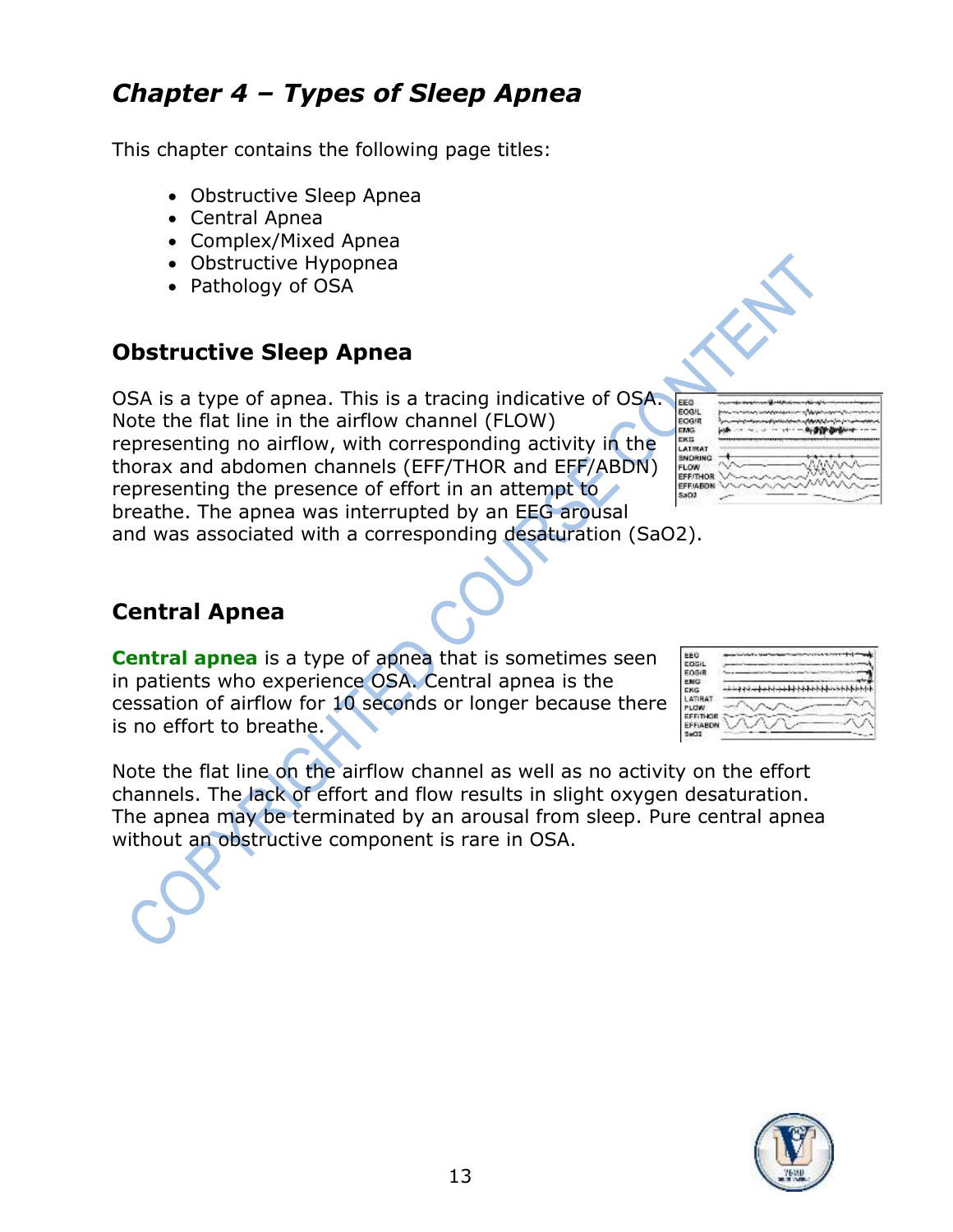# *Chapter 4 – Types of Sleep Apnea*

This chapter contains the following page titles:

- Obstructive Sleep Apnea
- Central Apnea
- Complex/Mixed Apnea
- Obstructive Hypopnea
- Pathology of OSA

## Obstructive Sleep Apnea

OSA is a type of apnea. This is a tracing indicative of OSA. Note the flat line in the airflow channel (FLOW) representing no airflow, with corresponding activity in the thorax and abdomen channels (EFF/THOR and EFF/ABDN) representing the presence of effort in an attempt to breathe. The apnea was interrupted by an EEG arousal and was associated with a corresponding desaturation (SaO2).

## Central Apnea

**Central apnea** is a type of apnea that is sometimes seen in patients who experience OSA. Central apnea is the cessation of airflow for 10 seconds or longer because there is no effort to breathe.

Note the flat line on the airflow channel as well as no activity on the effort channels. The lack of effort and flow results in slight oxygen desaturation. The apnea may be terminated by an arousal from sleep. Pure central apnea without an obstructive component is rare in OSA.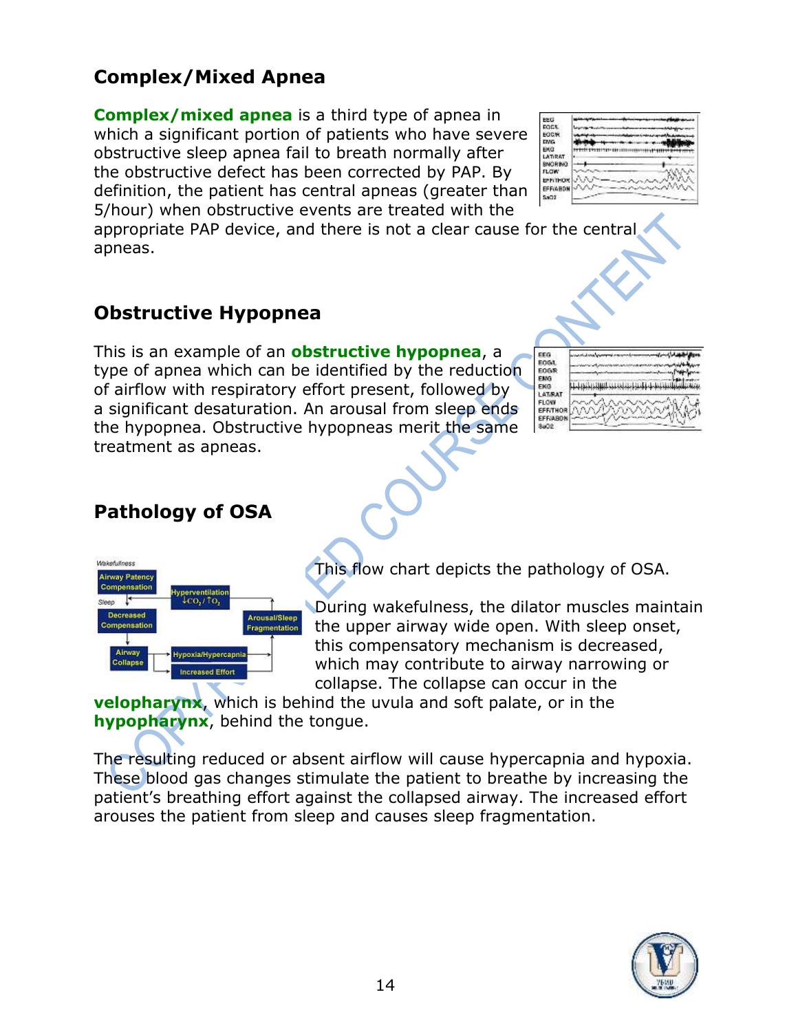## Complex/Mixed Apnea

**Complex/mixed apnea** is a third type of apnea in which a significant portion of patients who have severe obstructive sleep apnea fail to breath normally after the obstructive defect has been corrected by PAP. By definition, the patient has central apneas (greater than 5/hour) when obstructive events are treated with the appropriate PAP device, and there is not a clear cause for the central apneas.

## Obstructive Hypopnea

This is an example of an **obstructive hypopnea**, a type of apnea which can be identified by the reduction of airflow with respiratory effort present, followed by a significant desaturation. An arousal from sleep ends the hypopnea. Obstructive hypopneas merit the same treatment as apneas.

## Pathology of OSA

This flow chart depicts the pathology of OSA.

During wakefulness, the dilator muscles maintain the upper airway wide open. With sleep onset, this compensatory mechanism is decreased, which may contribute to airway narrowing or collapse. The collapse can occur in the **velopharynx**, which is behind the uvula and soft palate, or in the **hypopharynx**, behind the tongue.

The resulting reduced or absent airflow will cause hypercapnia and hypoxia. These blood gas changes stimulate the patient to breathe by increasing the patient's breathing effort against the collapsed airway. The increased effort arouses the patient from sleep and causes sleep fragmentation.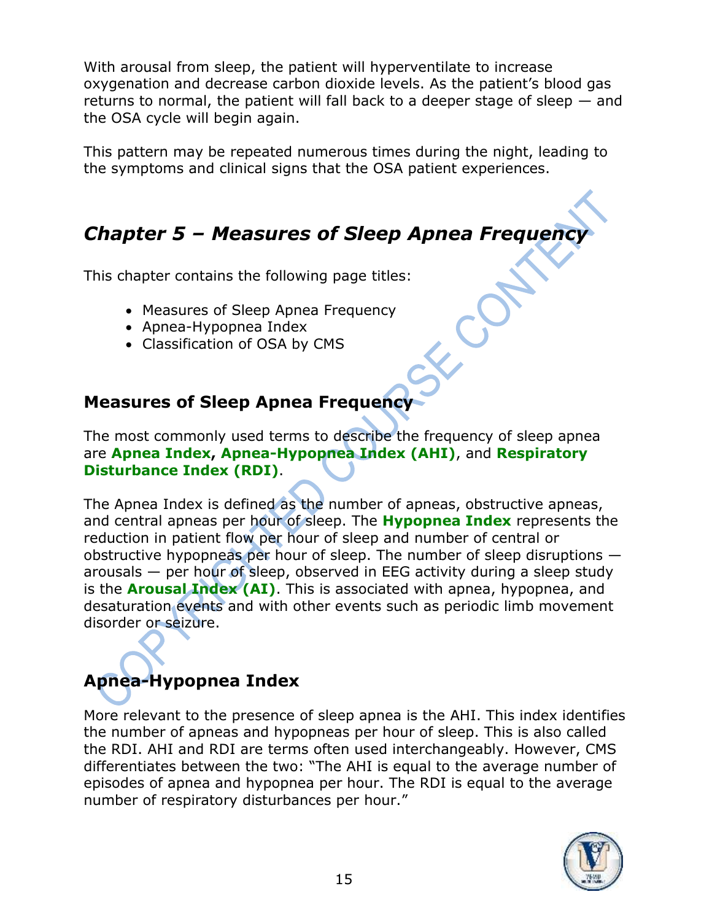With arousal from sleep, the patient will hyperventilate to increase oxygenation and decrease carbon dioxide levels. As the patient's blood gas returns to normal, the patient will fall back to a deeper stage of sleep — and the OSA cycle will begin again.

This pattern may be repeated numerous times during the night, leading to the symptoms and clinical signs that the OSA patient experiences.

## *Chapter 5 – Measures of Sleep Apnea Frequency*

This chapter contains the following page titles:

- Measures of Sleep Apnea Frequency
- Apnea-Hypopnea Index
- Classification of OSA by CMS

### Measures of Sleep Apnea Frequency

The most commonly used terms to describe the frequency of sleep apnea are **Apnea Index**, **Apnea-Hypopnea Index (AHI)**, and **Respiratory Disturbance Index (RDI)**.

The Apnea Index is defined as the number of apneas, obstructive apneas, and central apneas per hour of sleep. The **Hypopnea Index** represents the reduction in patient flow per hour of sleep and number of central or obstructive hypopneas per hour of sleep. The number of sleep disruptions — arousals — per hour of sleep, observed in EEG activity during a sleep study is the **Arousal Index (AI)**. This is associated with apnea, hypopnea, and desaturation events and with other events such as periodic limb movement disorder or seizure.

## Apnea-Hypopnea Index

More relevant to the presence of sleep apnea is the AHI. This index identifies the number of apneas and hypopneas per hour of sleep. This is also called the RDI. AHI and RDI are terms often used interchangeably. However, CMS differentiates between the two: "The AHI is equal to the average number of episodes of apnea and hypopnea per hour. The RDI is equal to the average number of respiratory disturbances per hour."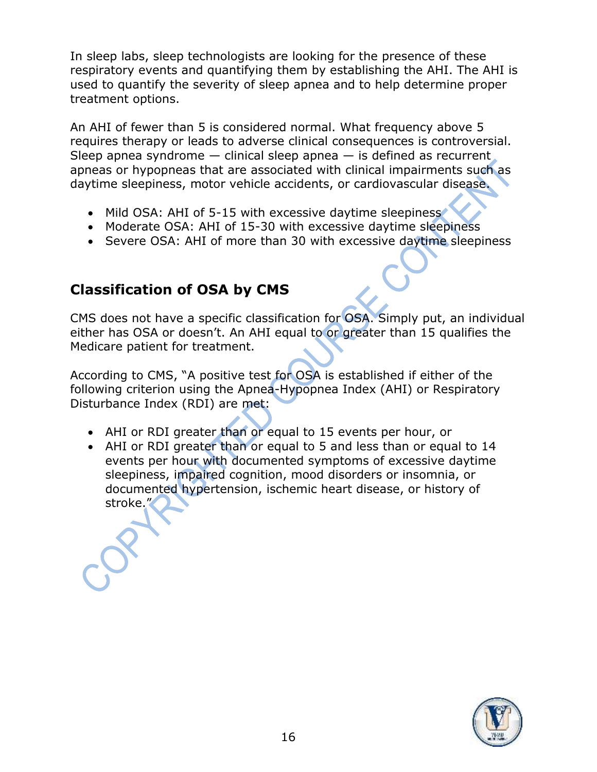In sleep labs, sleep technologists are looking for the presence of these respiratory events and quantifying them by establishing the AHI. The AHI is used to quantify the severity of sleep apnea and to help determine proper treatment options.

An AHI of fewer than 5 is considered normal. What frequency above 5 requires therapy or leads to adverse clinical consequences is controversial. Sleep apnea syndrome — clinical sleep apnea — is defined as recurrent apneas or hypopneas that are associated with clinical impairments such as daytime sleepiness, motor vehicle accidents, or cardiovascular disease.

- Mild OSA: AHI of 5-15 with excessive daytime sleepiness
- Moderate OSA: AHI of 15-30 with excessive daytime sleepiness
- Severe OSA: AHI of more than 30 with excessive daytime sleepiness

## Classification of OSA by CMS

CMS does not have a specific classification for OSA. Simply put, an individual either has OSA or doesn't. An AHI equal to or greater than 15 qualifies the Medicare patient for treatment.

According to CMS, "A positive test for OSA is established if either of the following criterion using the Apnea-Hypopnea Index (AHI) or Respiratory Disturbance Index (RDI) are met:

- AHI or RDI greater than or equal to 15 events per hour, or
- AHI or RDI greater than or equal to 5 and less than or equal to 14 events per hour with documented symptoms of excessive daytime sleepiness, impaired cognition, mood disorders or insomnia, or documented hypertension, ischemic heart disease, or history of stroke."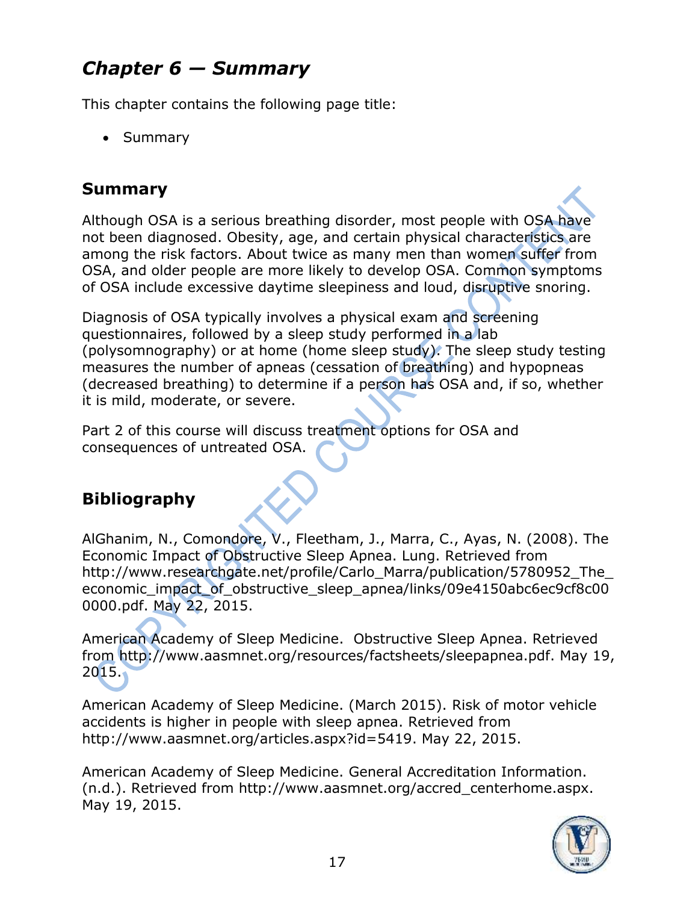# *Chapter 6 — Summary*

This chapter contains the following page title:

- Summary

## Summary

Although OSA is a serious breathing disorder, most people with OSA have not been diagnosed. Obesity, age, and certain physical characteristics are among the risk factors. About twice as many men than women suffer from OSA, and older people are more likely to develop OSA. Common symptoms of OSA include excessive daytime sleepiness and loud, disruptive snoring.

Diagnosis of OSA typically involves a physical exam and screening questionnaires, followed by a sleep study performed in a lab (polysomnography) or at home (home sleep study). The sleep study testing measures the number of apneas (cessation of breathing) and hypopneas (decreased breathing) to determine if a person has OSA and, if so, whether it is mild, moderate, or severe.

Part 2 of this course will discuss treatment options for OSA and consequences of untreated OSA.

## Bibliography

AlGhanim, N., Comondore, V., Fleetham, J., Marra, C., Ayas, N. (2008). The Economic Impact of Obstructive Sleep Apnea. Lung. Retrieved from http://www.researchgate.net/profile/Carlo_Marra/publication/5780952_The_economic_impact_of_obstructive_sleep_apnea/links/09e4150abc6ec9cf8c000000.pdf. May 22, 2015.

American Academy of Sleep Medicine. Obstructive Sleep Apnea. Retrieved from http://www.aasmnet.org/resources/factsheets/sleepapnea.pdf. May 19, 2015.

American Academy of Sleep Medicine. (March 2015). Risk of motor vehicle accidents is higher in people with sleep apnea. Retrieved from http://www.aasmnet.org/articles.aspx?id=5419. May 22, 2015.

American Academy of Sleep Medicine. General Accreditation Information. (n.d.). Retrieved from http://www.aasmnet.org/accred_centerhome.aspx. May 19, 2015.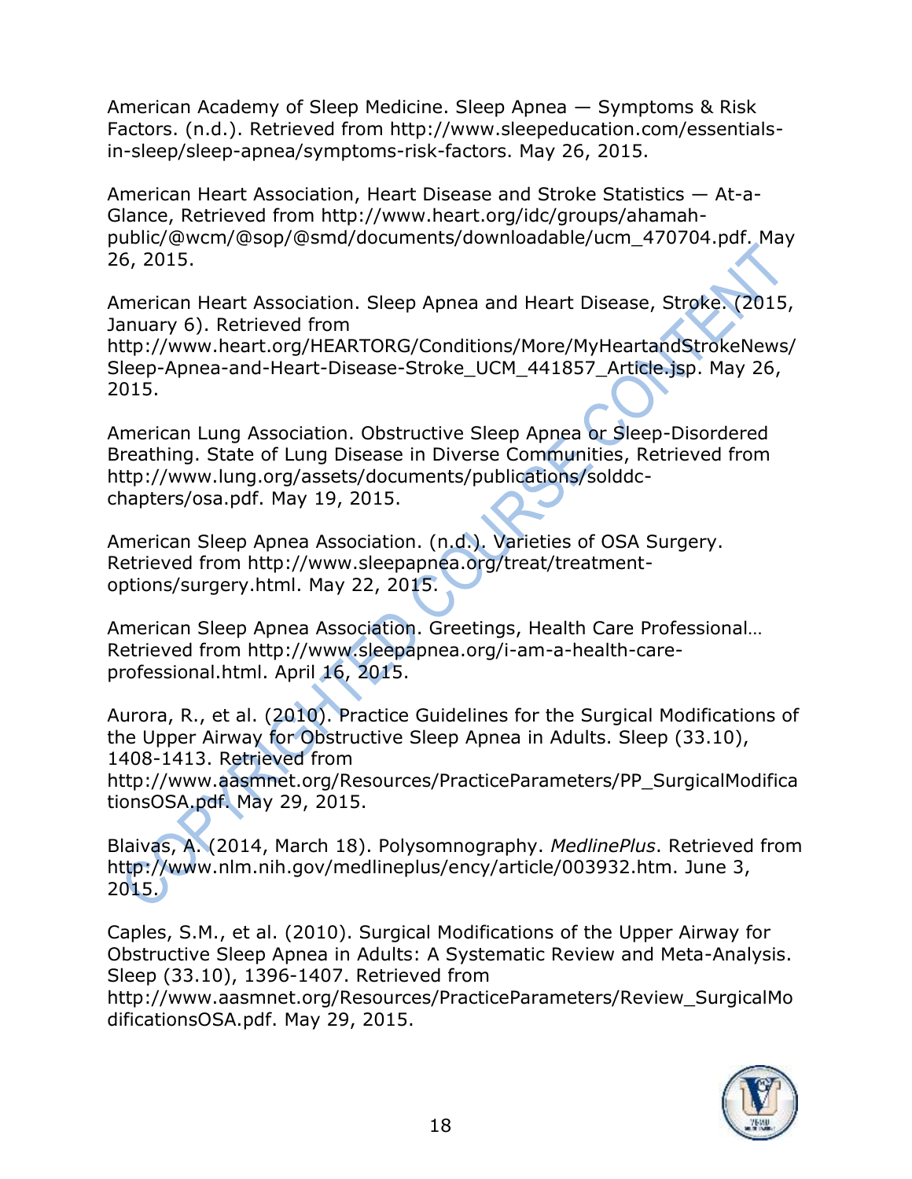American Academy of Sleep Medicine. Sleep Apnea — Symptoms & Risk Factors. (n.d.). Retrieved from http://www.sleepeducation.com/essentials-in-sleep/sleep-apnea/symptoms-risk-factors. May 26, 2015.

American Heart Association, Heart Disease and Stroke Statistics — At-a-Glance, Retrieved from http://www.heart.org/idc/groups/ahamah-public/@wcm/@sop/@smd/documents/downloadable/ucm_470704.pdf. May 26, 2015.

American Heart Association. Sleep Apnea and Heart Disease, Stroke. (2015, January 6). Retrieved from http://www.heart.org/HEARTORG/Conditions/More/MyHeartandStrokeNews/Sleep-Apnea-and-Heart-Disease-Stroke_UCM_441857_Article.jsp. May 26, 2015.

American Lung Association. Obstructive Sleep Apnea or Sleep-Disordered Breathing. State of Lung Disease in Diverse Communities, Retrieved from http://www.lung.org/assets/documents/publications/solddc-chapters/osa.pdf. May 19, 2015.

American Sleep Apnea Association. (n.d.). Varieties of OSA Surgery. Retrieved from http://www.sleepapnea.org/treat/treatment-options/surgery.html. May 22, 2015.

American Sleep Apnea Association. Greetings, Health Care Professional… Retrieved from http://www.sleepapnea.org/i-am-a-health-care-professional.html. April 16, 2015.

Aurora, R., et al. (2010). Practice Guidelines for the Surgical Modifications of the Upper Airway for Obstructive Sleep Apnea in Adults. Sleep (33.10), 1408-1413. Retrieved from http://www.aasmnet.org/Resources/PracticeParameters/PP_SurgicalModificationsOSA.pdf. May 29, 2015.

Blaivas, A. (2014, March 18). Polysomnography. *MedlinePlus*. Retrieved from http://www.nlm.nih.gov/medlineplus/ency/article/003932.htm. June 3, 2015.

Caples, S.M., et al. (2010). Surgical Modifications of the Upper Airway for Obstructive Sleep Apnea in Adults: A Systematic Review and Meta-Analysis. Sleep (33.10), 1396-1407. Retrieved from http://www.aasmnet.org/Resources/PracticeParameters/Review_SurgicalModificationsOSA.pdf. May 29, 2015.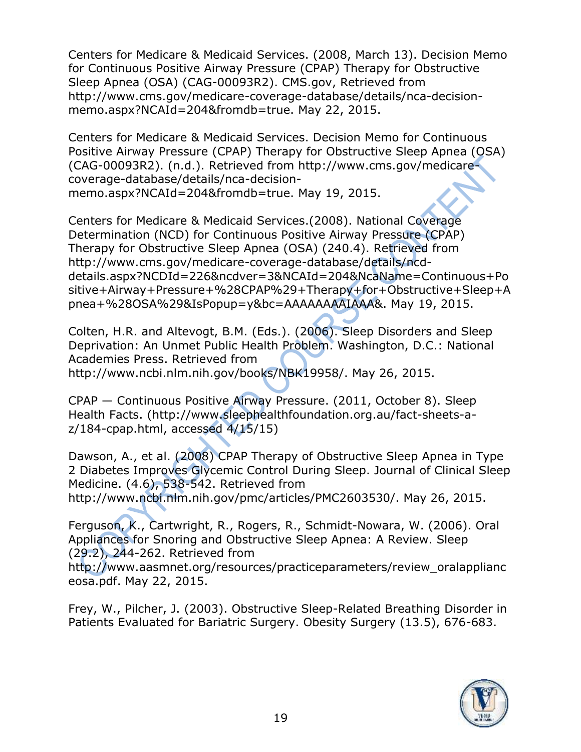Centers for Medicare & Medicaid Services. (2008, March 13). Decision Memo for Continuous Positive Airway Pressure (CPAP) Therapy for Obstructive Sleep Apnea (OSA) (CAG-00093R2). CMS.gov, Retrieved from http://www.cms.gov/medicare-coverage-database/details/nca-decision-memo.aspx?NCAId=204&fromdb=true. May 22, 2015.

Centers for Medicare & Medicaid Services. Decision Memo for Continuous Positive Airway Pressure (CPAP) Therapy for Obstructive Sleep Apnea (OSA) (CAG-00093R2). (n.d.). Retrieved from http://www.cms.gov/medicare-coverage-database/details/nca-decision-memo.aspx?NCAId=204&fromdb=true. May 19, 2015.

Centers for Medicare & Medicaid Services.(2008). National Coverage Determination (NCD) for Continuous Positive Airway Pressure (CPAP) Therapy for Obstructive Sleep Apnea (OSA) (240.4). Retrieved from http://www.cms.gov/medicare-coverage-database/details/ncd-details.aspx?NCDId=226&ncdver=3&NCAId=204&NcaName=Continuous+Positive+Airway+Pressure+%28CPAP%29+Therapy+for+Obstructive+Sleep+Apnea+%28OSA%29&IsPopup=y&bc=AAAAAAAAIAAA&. May 19, 2015.

Colten, H.R. and Altevogt, B.M. (Eds.). (2006). Sleep Disorders and Sleep Deprivation: An Unmet Public Health Problem. Washington, D.C.: National Academies Press. Retrieved from http://www.ncbi.nlm.nih.gov/books/NBK19958/. May 26, 2015.

CPAP — Continuous Positive Airway Pressure. (2011, October 8). Sleep Health Facts. (http://www.sleephealthfoundation.org.au/fact-sheets-a-z/184-cpap.html, accessed 4/15/15)

Dawson, A., et al. (2008) CPAP Therapy of Obstructive Sleep Apnea in Type 2 Diabetes Improves Glycemic Control During Sleep. Journal of Clinical Sleep Medicine. (4.6), 538-542. Retrieved from http://www.ncbi.nlm.nih.gov/pmc/articles/PMC2603530/. May 26, 2015.

Ferguson, K., Cartwright, R., Rogers, R., Schmidt-Nowara, W. (2006). Oral Appliances for Snoring and Obstructive Sleep Apnea: A Review. Sleep (29.2), 244-262. Retrieved from http://www.aasmnet.org/resources/practiceparameters/review_oralapplianceosa.pdf. May 22, 2015.

Frey, W., Pilcher, J. (2003). Obstructive Sleep-Related Breathing Disorder in Patients Evaluated for Bariatric Surgery. Obesity Surgery (13.5), 676-683.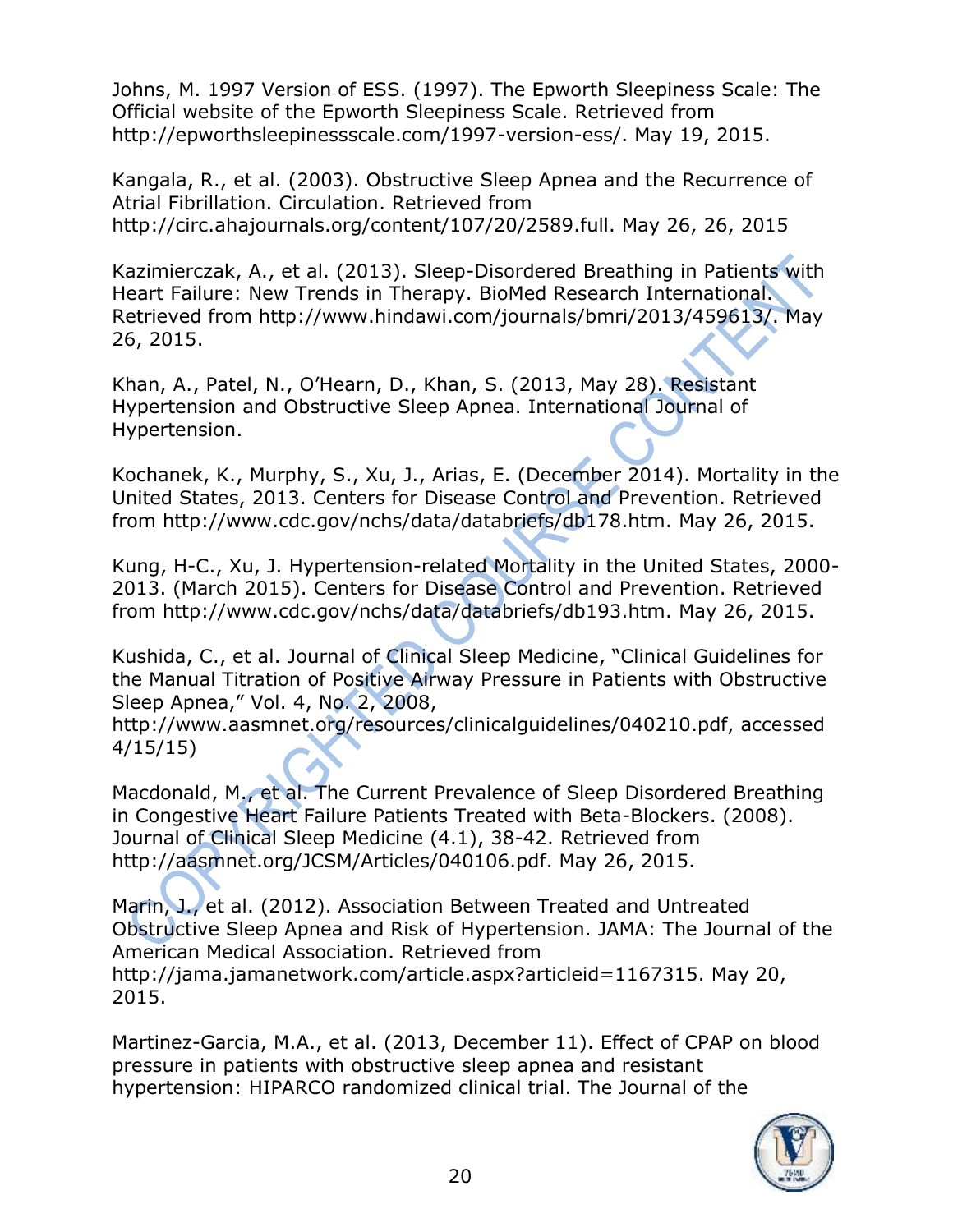Johns, M. 1997 Version of ESS. (1997). The Epworth Sleepiness Scale: The Official website of the Epworth Sleepiness Scale. Retrieved from http://epworthsleepinessscale.com/1997-version-ess/. May 19, 2015.

Kangala, R., et al. (2003). Obstructive Sleep Apnea and the Recurrence of Atrial Fibrillation. Circulation. Retrieved from http://circ.ahajournals.org/content/107/20/2589.full. May 26, 26, 2015

Kazimierczak, A., et al. (2013). Sleep-Disordered Breathing in Patients with Heart Failure: New Trends in Therapy. BioMed Research International. Retrieved from http://www.hindawi.com/journals/bmri/2013/459613/. May 26, 2015.

Khan, A., Patel, N., O'Hearn, D., Khan, S. (2013, May 28). Resistant Hypertension and Obstructive Sleep Apnea. International Journal of Hypertension.

Kochanek, K., Murphy, S., Xu, J., Arias, E. (December 2014). Mortality in the United States, 2013. Centers for Disease Control and Prevention. Retrieved from http://www.cdc.gov/nchs/data/databriefs/db178.htm. May 26, 2015.

Kung, H-C., Xu, J. Hypertension-related Mortality in the United States, 2000-2013. (March 2015). Centers for Disease Control and Prevention. Retrieved from http://www.cdc.gov/nchs/data/databriefs/db193.htm. May 26, 2015.

Kushida, C., et al. Journal of Clinical Sleep Medicine, "Clinical Guidelines for the Manual Titration of Positive Airway Pressure in Patients with Obstructive Sleep Apnea," Vol. 4, No. 2, 2008, http://www.aasmnet.org/resources/clinicalguidelines/040210.pdf, accessed 4/15/15)

Macdonald, M., et al. The Current Prevalence of Sleep Disordered Breathing in Congestive Heart Failure Patients Treated with Beta-Blockers. (2008). Journal of Clinical Sleep Medicine (4.1), 38-42. Retrieved from http://aasmnet.org/JCSM/Articles/040106.pdf. May 26, 2015.

Marin, J., et al. (2012). Association Between Treated and Untreated Obstructive Sleep Apnea and Risk of Hypertension. JAMA: The Journal of the American Medical Association. Retrieved from http://jama.jamanetwork.com/article.aspx?articleid=1167315. May 20, 2015.

Martinez-Garcia, M.A., et al. (2013, December 11). Effect of CPAP on blood pressure in patients with obstructive sleep apnea and resistant hypertension: HIPARCO randomized clinical trial. The Journal of the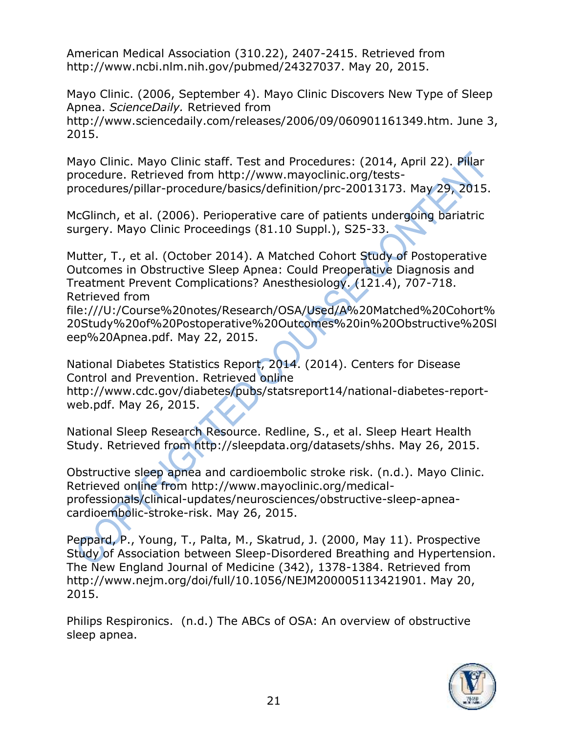American Medical Association (310.22), 2407-2415. Retrieved from http://www.ncbi.nlm.nih.gov/pubmed/24327037. May 20, 2015.

Mayo Clinic. (2006, September 4). Mayo Clinic Discovers New Type of Sleep Apnea. *ScienceDaily.* Retrieved from http://www.sciencedaily.com/releases/2006/09/060901161349.htm. June 3, 2015.

Mayo Clinic. Mayo Clinic staff. Test and Procedures: (2014, April 22). Pillar procedure. Retrieved from http://www.mayoclinic.org/tests-procedures/pillar-procedure/basics/definition/prc-20013173. May 29, 2015.

McGlinch, et al. (2006). Perioperative care of patients undergoing bariatric surgery. Mayo Clinic Proceedings (81.10 Suppl.), S25-33.

Mutter, T., et al. (October 2014). A Matched Cohort Study of Postoperative Outcomes in Obstructive Sleep Apnea: Could Preoperative Diagnosis and Treatment Prevent Complications? Anesthesiology. (121.4), 707-718. Retrieved from file:///U:/Course%20notes/Research/OSA/Used/A%20Matched%20Cohort%20Study%20of%20Postoperative%20Outcomes%20in%20Obstructive%20Sleep%20Apnea.pdf. May 22, 2015.

National Diabetes Statistics Report, 2014. (2014). Centers for Disease Control and Prevention. Retrieved online http://www.cdc.gov/diabetes/pubs/statsreport14/national-diabetes-report-web.pdf. May 26, 2015.

National Sleep Research Resource. Redline, S., et al. Sleep Heart Health Study. Retrieved from http://sleepdata.org/datasets/shhs. May 26, 2015.

Obstructive sleep apnea and cardioembolic stroke risk. (n.d.). Mayo Clinic. Retrieved online from http://www.mayoclinic.org/medical-professionals/clinical-updates/neurosciences/obstructive-sleep-apnea-cardioembolic-stroke-risk. May 26, 2015.

Peppard, P., Young, T., Palta, M., Skatrud, J. (2000, May 11). Prospective Study of Association between Sleep-Disordered Breathing and Hypertension. The New England Journal of Medicine (342), 1378-1384. Retrieved from http://www.nejm.org/doi/full/10.1056/NEJM200005113421901. May 20, 2015.

Philips Respironics. (n.d.) The ABCs of OSA: An overview of obstructive sleep apnea.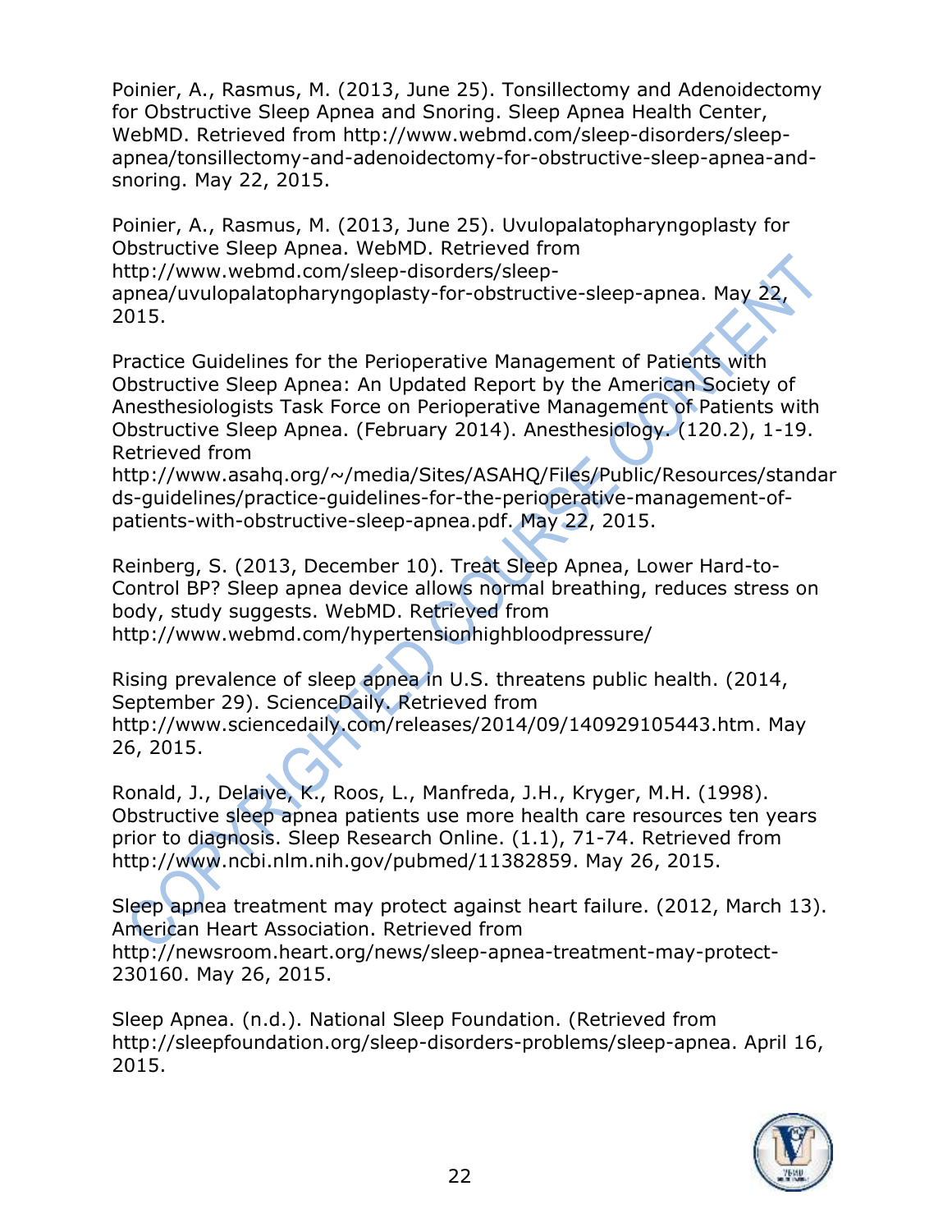Poinier, A., Rasmus, M. (2013, June 25). Tonsillectomy and Adenoidectomy for Obstructive Sleep Apnea and Snoring. Sleep Apnea Health Center, WebMD. Retrieved from http://www.webmd.com/sleep-disorders/sleep-apnea/tonsillectomy-and-adenoidectomy-for-obstructive-sleep-apnea-and-snoring. May 22, 2015.

Poinier, A., Rasmus, M. (2013, June 25). Uvulopalatopharyngoplasty for Obstructive Sleep Apnea. WebMD. Retrieved from http://www.webmd.com/sleep-disorders/sleep-apnea/uvulopalatopharyngoplasty-for-obstructive-sleep-apnea. May 22, 2015.

Practice Guidelines for the Perioperative Management of Patients with Obstructive Sleep Apnea: An Updated Report by the American Society of Anesthesiologists Task Force on Perioperative Management of Patients with Obstructive Sleep Apnea. (February 2014). Anesthesiology. (120.2), 1-19. Retrieved from http://www.asahq.org/~/media/Sites/ASAHQ/Files/Public/Resources/standards-guidelines/practice-guidelines-for-the-perioperative-management-of-patients-with-obstructive-sleep-apnea.pdf. May 22, 2015.

Reinberg, S. (2013, December 10). Treat Sleep Apnea, Lower Hard-to-Control BP? Sleep apnea device allows normal breathing, reduces stress on body, study suggests. WebMD. Retrieved from http://www.webmd.com/hypertensionhighbloodpressure/

Rising prevalence of sleep apnea in U.S. threatens public health. (2014, September 29). ScienceDaily. Retrieved from http://www.sciencedaily.com/releases/2014/09/140929105443.htm. May 26, 2015.

Ronald, J., Delaive, K., Roos, L., Manfreda, J.H., Kryger, M.H. (1998). Obstructive sleep apnea patients use more health care resources ten years prior to diagnosis. Sleep Research Online. (1.1), 71-74. Retrieved from http://www.ncbi.nlm.nih.gov/pubmed/11382859. May 26, 2015.

Sleep apnea treatment may protect against heart failure. (2012, March 13). American Heart Association. Retrieved from http://newsroom.heart.org/news/sleep-apnea-treatment-may-protect-230160. May 26, 2015.

Sleep Apnea. (n.d.). National Sleep Foundation. (Retrieved from http://sleepfoundation.org/sleep-disorders-problems/sleep-apnea. April 16, 2015.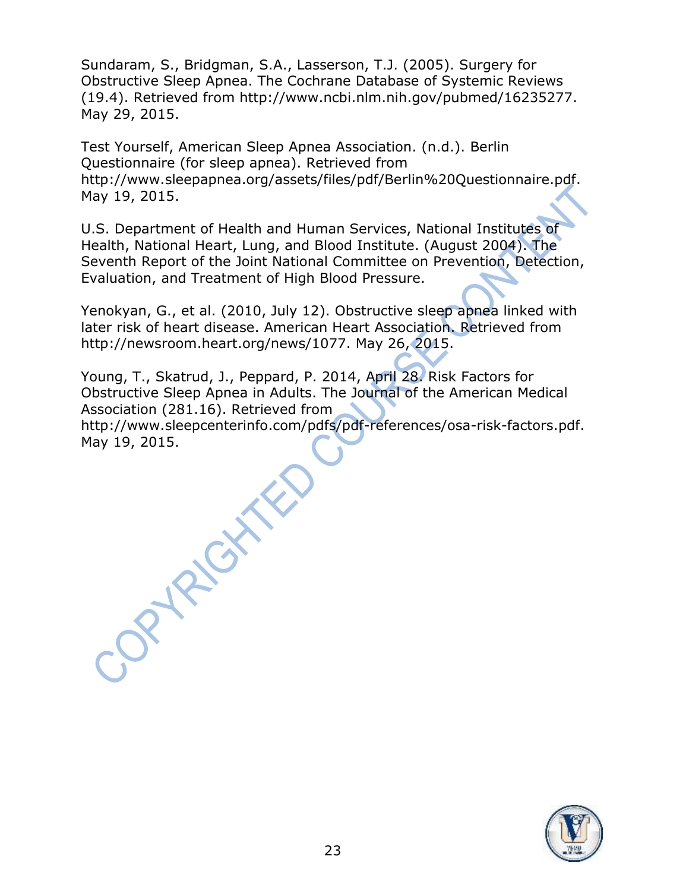Sundaram, S., Bridgman, S.A., Lasserson, T.J. (2005). Surgery for Obstructive Sleep Apnea. The Cochrane Database of Systemic Reviews (19.4). Retrieved from http://www.ncbi.nlm.nih.gov/pubmed/16235277. May 29, 2015.

Test Yourself, American Sleep Apnea Association. (n.d.). Berlin Questionnaire (for sleep apnea). Retrieved from http://www.sleepapnea.org/assets/files/pdf/Berlin%20Questionnaire.pdf. May 19, 2015.

U.S. Department of Health and Human Services, National Institutes of Health, National Heart, Lung, and Blood Institute. (August 2004). The Seventh Report of the Joint National Committee on Prevention, Detection, Evaluation, and Treatment of High Blood Pressure.

Yenokyan, G., et al. (2010, July 12). Obstructive sleep apnea linked with later risk of heart disease. American Heart Association. Retrieved from http://newsroom.heart.org/news/1077. May 26, 2015.

Young, T., Skatrud, J., Peppard, P. 2014, April 28. Risk Factors for Obstructive Sleep Apnea in Adults. The Journal of the American Medical Association (281.16). Retrieved from http://www.sleepcenterinfo.com/pdfs/pdf-references/osa-risk-factors.pdf. May 19, 2015.